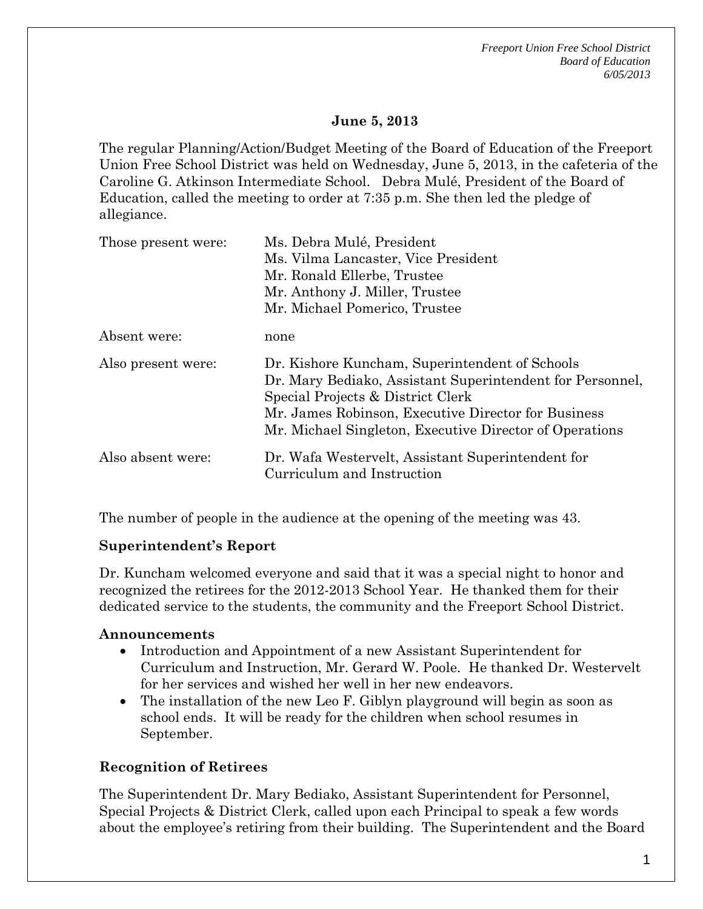**June 5, 2013**

The regular Planning/Action/Budget Meeting of the Board of Education of the Freeport Union Free School District was held on Wednesday, June 5, 2013, in the cafeteria of the Caroline G. Atkinson Intermediate School. Debra Mulé, President of the Board of Education, called the meeting to order at 7:35 p.m. She then led the pledge of allegiance.

| | |
|---|---|
| Those present were: | Ms. Debra Mulé, President<br>Ms. Vilma Lancaster, Vice President<br>Mr. Ronald Ellerbe, Trustee<br>Mr. Anthony J. Miller, Trustee<br>Mr. Michael Pomerico, Trustee |
| Absent were: | none |
| Also present were: | Dr. Kishore Kuncham, Superintendent of Schools<br>Dr. Mary Bediako, Assistant Superintendent for Personnel, Special Projects & District Clerk<br>Mr. James Robinson, Executive Director for Business<br>Mr. Michael Singleton, Executive Director of Operations |
| Also absent were: | Dr. Wafa Westervelt, Assistant Superintendent for Curriculum and Instruction |

The number of people in the audience at the opening of the meeting was 43.

**Superintendent's Report**

Dr. Kuncham welcomed everyone and said that it was a special night to honor and recognized the retirees for the 2012-2013 School Year. He thanked them for their dedicated service to the students, the community and the Freeport School District.

**Announcements**

- Introduction and Appointment of a new Assistant Superintendent for Curriculum and Instruction, Mr. Gerard W. Poole. He thanked Dr. Westervelt for her services and wished her well in her new endeavors.
- The installation of the new Leo F. Giblyn playground will begin as soon as school ends. It will be ready for the children when school resumes in September.

**Recognition of Retirees**

The Superintendent Dr. Mary Bediako, Assistant Superintendent for Personnel, Special Projects & District Clerk, called upon each Principal to speak a few words about the employee's retiring from their building. The Superintendent and the Board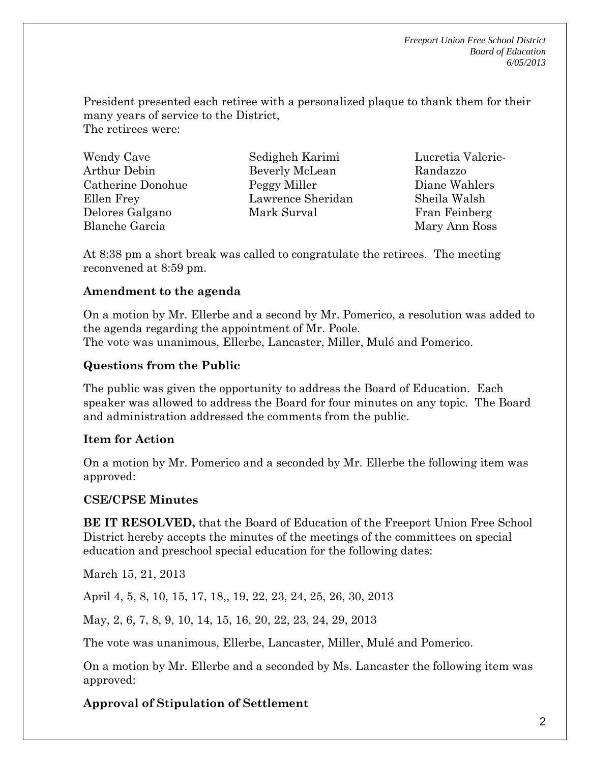President presented each retiree with a personalized plaque to thank them for their many years of service to the District,
The retirees were:

| | | |
|---|---|---|
| Wendy Cave | Sedigheh Karimi | Lucretia Valerie-Randazzo |
| Arthur Debin | Beverly McLean | Diane Wahlers |
| Catherine Donohue | Peggy Miller | Sheila Walsh |
| Ellen Frey | Lawrence Sheridan | Fran Feinberg |
| Delores Galgano | Mark Surval | Mary Ann Ross |
| Blanche Garcia | | |

At 8:38 pm a short break was called to congratulate the retirees. The meeting reconvened at 8:59 pm.

**Amendment to the agenda**

On a motion by Mr. Ellerbe and a second by Mr. Pomerico, a resolution was added to the agenda regarding the appointment of Mr. Poole.
The vote was unanimous, Ellerbe, Lancaster, Miller, Mulé and Pomerico.

**Questions from the Public**

The public was given the opportunity to address the Board of Education. Each speaker was allowed to address the Board for four minutes on any topic. The Board and administration addressed the comments from the public.

**Item for Action**

On a motion by Mr. Pomerico and a seconded by Mr. Ellerbe the following item was approved:

**CSE/CPSE Minutes**

**BE IT RESOLVED,** that the Board of Education of the Freeport Union Free School District hereby accepts the minutes of the meetings of the committees on special education and preschool special education for the following dates:

March 15, 21, 2013

April 4, 5, 8, 10, 15, 17, 18,, 19, 22, 23, 24, 25, 26, 30, 2013

May, 2, 6, 7, 8, 9, 10, 14, 15, 16, 20, 22, 23, 24, 29, 2013

The vote was unanimous, Ellerbe, Lancaster, Miller, Mulé and Pomerico.

On a motion by Mr. Ellerbe and a seconded by Ms. Lancaster the following item was approved:

**Approval of Stipulation of Settlement**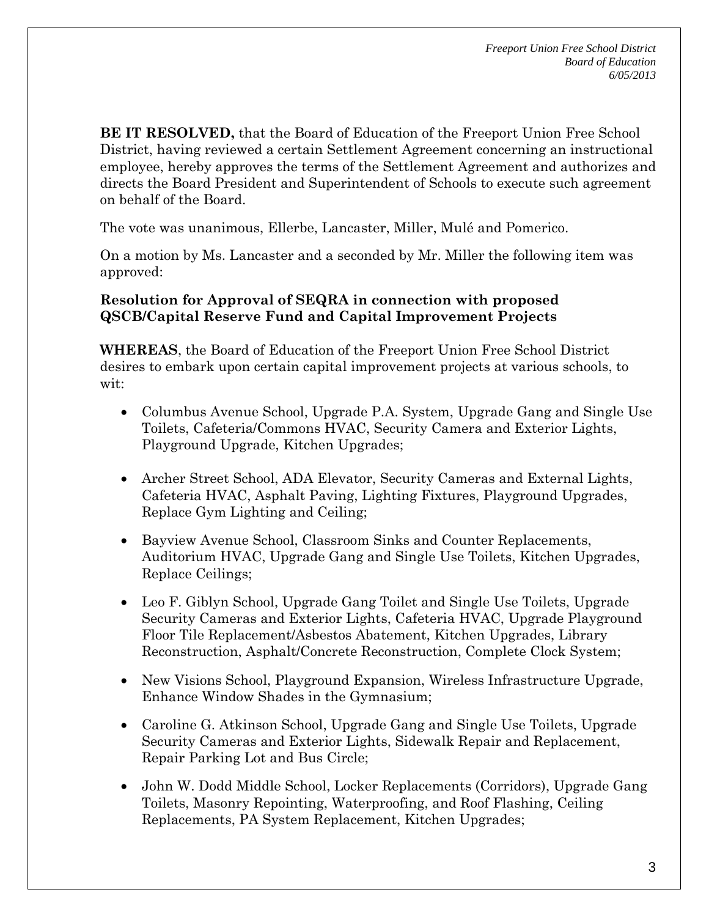**BE IT RESOLVED,** that the Board of Education of the Freeport Union Free School District, having reviewed a certain Settlement Agreement concerning an instructional employee, hereby approves the terms of the Settlement Agreement and authorizes and directs the Board President and Superintendent of Schools to execute such agreement on behalf of the Board.

The vote was unanimous, Ellerbe, Lancaster, Miller, Mulé and Pomerico.

On a motion by Ms. Lancaster and a seconded by Mr. Miller the following item was approved:

**Resolution for Approval of SEQRA in connection with proposed QSCB/Capital Reserve Fund and Capital Improvement Projects**

**WHEREAS**, the Board of Education of the Freeport Union Free School District desires to embark upon certain capital improvement projects at various schools, to wit:

- Columbus Avenue School, Upgrade P.A. System, Upgrade Gang and Single Use Toilets, Cafeteria/Commons HVAC, Security Camera and Exterior Lights, Playground Upgrade, Kitchen Upgrades;
- Archer Street School, ADA Elevator, Security Cameras and External Lights, Cafeteria HVAC, Asphalt Paving, Lighting Fixtures, Playground Upgrades, Replace Gym Lighting and Ceiling;
- Bayview Avenue School, Classroom Sinks and Counter Replacements, Auditorium HVAC, Upgrade Gang and Single Use Toilets, Kitchen Upgrades, Replace Ceilings;
- Leo F. Giblyn School, Upgrade Gang Toilet and Single Use Toilets, Upgrade Security Cameras and Exterior Lights, Cafeteria HVAC, Upgrade Playground Floor Tile Replacement/Asbestos Abatement, Kitchen Upgrades, Library Reconstruction, Asphalt/Concrete Reconstruction, Complete Clock System;
- New Visions School, Playground Expansion, Wireless Infrastructure Upgrade, Enhance Window Shades in the Gymnasium;
- Caroline G. Atkinson School, Upgrade Gang and Single Use Toilets, Upgrade Security Cameras and Exterior Lights, Sidewalk Repair and Replacement, Repair Parking Lot and Bus Circle;
- John W. Dodd Middle School, Locker Replacements (Corridors), Upgrade Gang Toilets, Masonry Repointing, Waterproofing, and Roof Flashing, Ceiling Replacements, PA System Replacement, Kitchen Upgrades;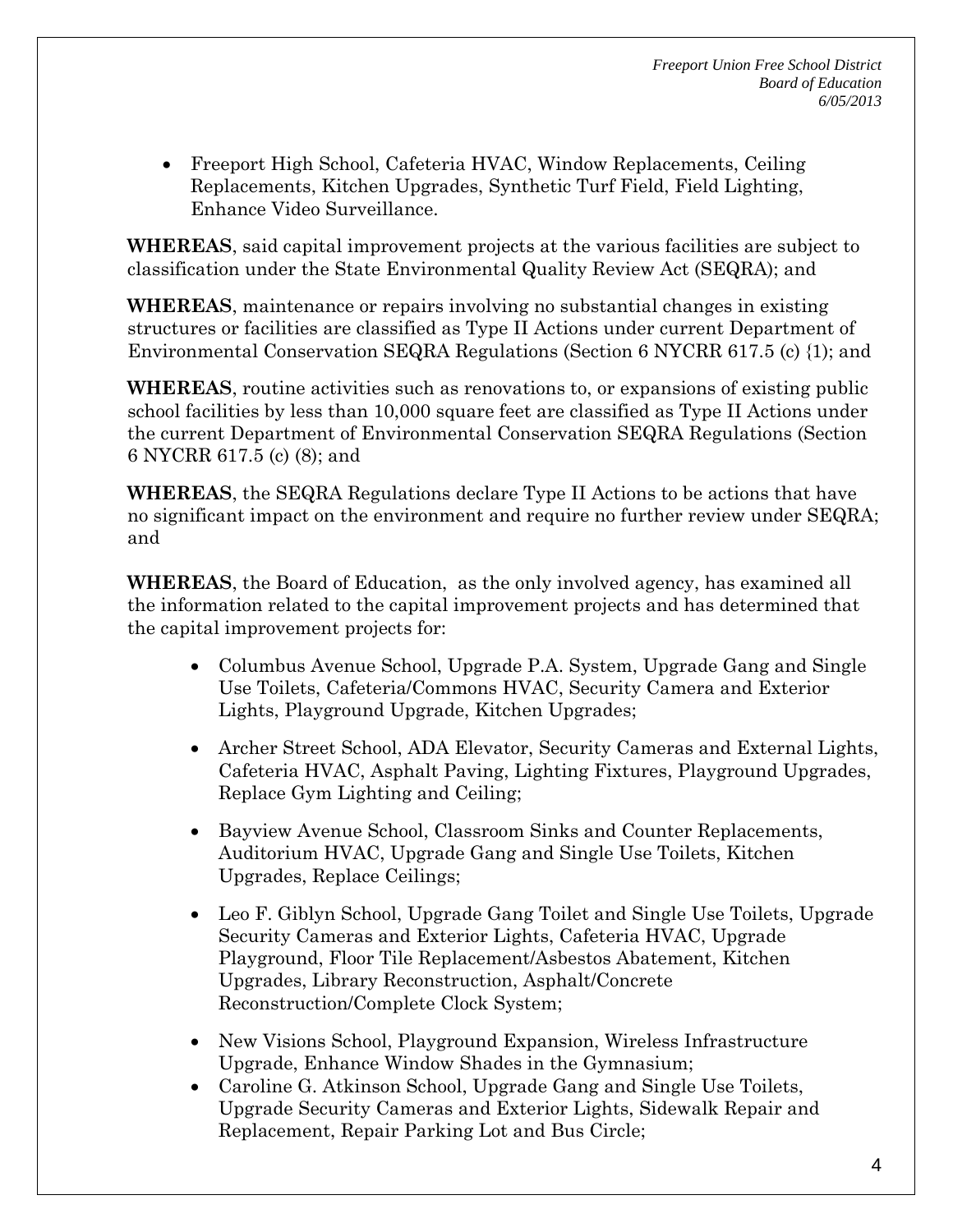- Freeport High School, Cafeteria HVAC, Window Replacements, Ceiling Replacements, Kitchen Upgrades, Synthetic Turf Field, Field Lighting, Enhance Video Surveillance.

**WHEREAS**, said capital improvement projects at the various facilities are subject to classification under the State Environmental Quality Review Act (SEQRA); and

**WHEREAS**, maintenance or repairs involving no substantial changes in existing structures or facilities are classified as Type II Actions under current Department of Environmental Conservation SEQRA Regulations (Section 6 NYCRR 617.5 (c) {1); and

**WHEREAS**, routine activities such as renovations to, or expansions of existing public school facilities by less than 10,000 square feet are classified as Type II Actions under the current Department of Environmental Conservation SEQRA Regulations (Section 6 NYCRR 617.5 (c) (8); and

**WHEREAS**, the SEQRA Regulations declare Type II Actions to be actions that have no significant impact on the environment and require no further review under SEQRA; and

**WHEREAS**, the Board of Education, as the only involved agency, has examined all the information related to the capital improvement projects and has determined that the capital improvement projects for:

- Columbus Avenue School, Upgrade P.A. System, Upgrade Gang and Single Use Toilets, Cafeteria/Commons HVAC, Security Camera and Exterior Lights, Playground Upgrade, Kitchen Upgrades;
- Archer Street School, ADA Elevator, Security Cameras and External Lights, Cafeteria HVAC, Asphalt Paving, Lighting Fixtures, Playground Upgrades, Replace Gym Lighting and Ceiling;
- Bayview Avenue School, Classroom Sinks and Counter Replacements, Auditorium HVAC, Upgrade Gang and Single Use Toilets, Kitchen Upgrades, Replace Ceilings;
- Leo F. Giblyn School, Upgrade Gang Toilet and Single Use Toilets, Upgrade Security Cameras and Exterior Lights, Cafeteria HVAC, Upgrade Playground, Floor Tile Replacement/Asbestos Abatement, Kitchen Upgrades, Library Reconstruction, Asphalt/Concrete Reconstruction/Complete Clock System;
- New Visions School, Playground Expansion, Wireless Infrastructure Upgrade, Enhance Window Shades in the Gymnasium;
- Caroline G. Atkinson School, Upgrade Gang and Single Use Toilets, Upgrade Security Cameras and Exterior Lights, Sidewalk Repair and Replacement, Repair Parking Lot and Bus Circle;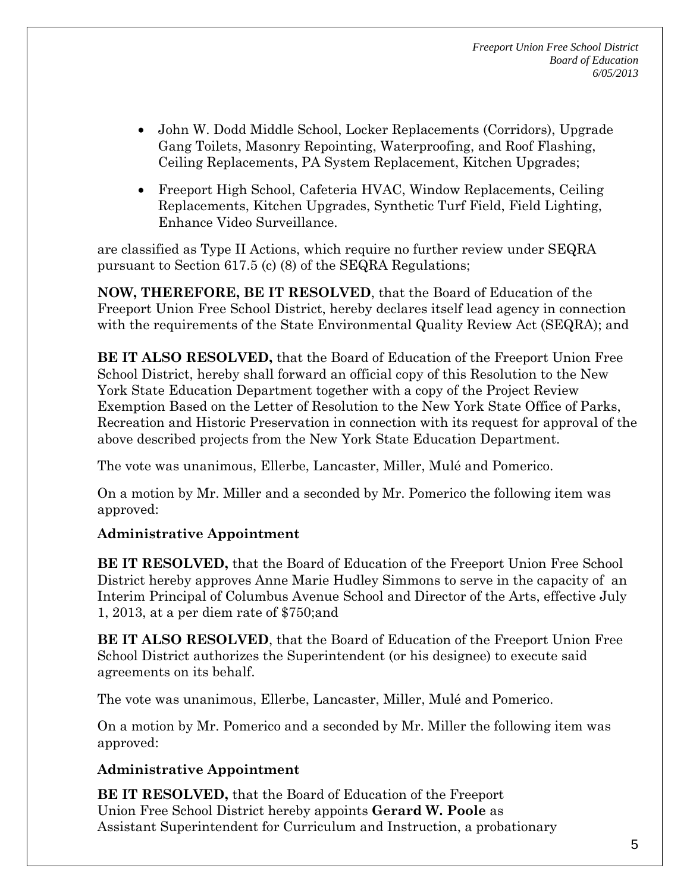- John W. Dodd Middle School, Locker Replacements (Corridors), Upgrade Gang Toilets, Masonry Repointing, Waterproofing, and Roof Flashing, Ceiling Replacements, PA System Replacement, Kitchen Upgrades;
- Freeport High School, Cafeteria HVAC, Window Replacements, Ceiling Replacements, Kitchen Upgrades, Synthetic Turf Field, Field Lighting, Enhance Video Surveillance.

are classified as Type II Actions, which require no further review under SEQRA pursuant to Section 617.5 (c) (8) of the SEQRA Regulations;

**NOW, THEREFORE, BE IT RESOLVED**, that the Board of Education of the Freeport Union Free School District, hereby declares itself lead agency in connection with the requirements of the State Environmental Quality Review Act (SEQRA); and

**BE IT ALSO RESOLVED,** that the Board of Education of the Freeport Union Free School District, hereby shall forward an official copy of this Resolution to the New York State Education Department together with a copy of the Project Review Exemption Based on the Letter of Resolution to the New York State Office of Parks, Recreation and Historic Preservation in connection with its request for approval of the above described projects from the New York State Education Department.

The vote was unanimous, Ellerbe, Lancaster, Miller, Mulé and Pomerico.

On a motion by Mr. Miller and a seconded by Mr. Pomerico the following item was approved:

**Administrative Appointment**

**BE IT RESOLVED,** that the Board of Education of the Freeport Union Free School District hereby approves Anne Marie Hudley Simmons to serve in the capacity of an Interim Principal of Columbus Avenue School and Director of the Arts, effective July 1, 2013, at a per diem rate of $750;and

**BE IT ALSO RESOLVED**, that the Board of Education of the Freeport Union Free School District authorizes the Superintendent (or his designee) to execute said agreements on its behalf.

The vote was unanimous, Ellerbe, Lancaster, Miller, Mulé and Pomerico.

On a motion by Mr. Pomerico and a seconded by Mr. Miller the following item was approved:

**Administrative Appointment**

**BE IT RESOLVED,** that the Board of Education of the Freeport Union Free School District hereby appoints **Gerard W. Poole** as Assistant Superintendent for Curriculum and Instruction, a probationary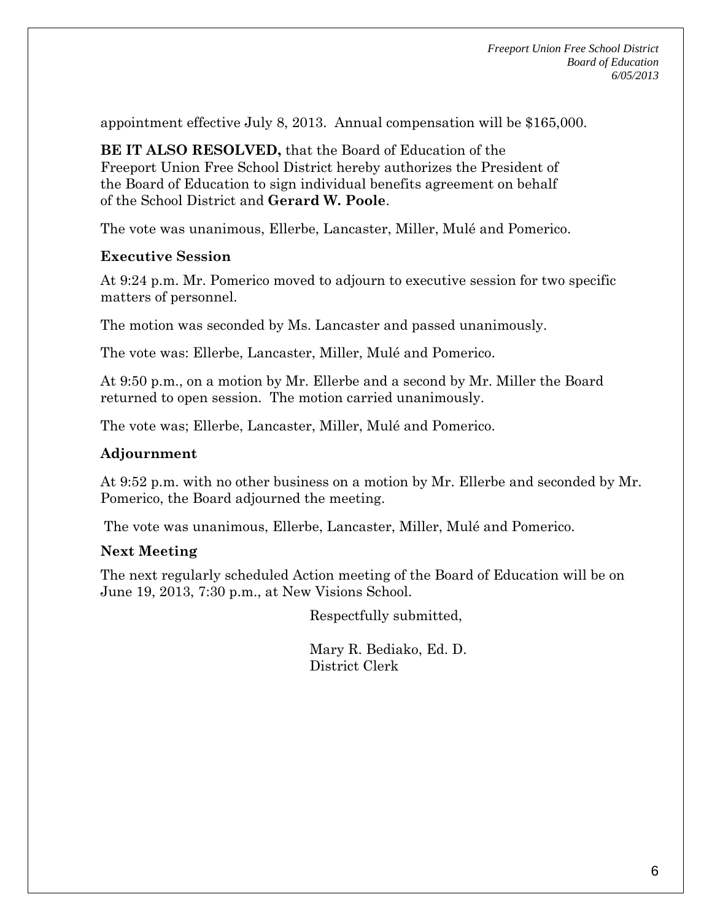appointment effective July 8, 2013. Annual compensation will be $165,000.

**BE IT ALSO RESOLVED,** that the Board of Education of the Freeport Union Free School District hereby authorizes the President of the Board of Education to sign individual benefits agreement on behalf of the School District and **Gerard W. Poole**.

The vote was unanimous, Ellerbe, Lancaster, Miller, Mulé and Pomerico.

### Executive Session

At 9:24 p.m. Mr. Pomerico moved to adjourn to executive session for two specific matters of personnel.

The motion was seconded by Ms. Lancaster and passed unanimously.

The vote was: Ellerbe, Lancaster, Miller, Mulé and Pomerico.

At 9:50 p.m., on a motion by Mr. Ellerbe and a second by Mr. Miller the Board returned to open session. The motion carried unanimously.

The vote was; Ellerbe, Lancaster, Miller, Mulé and Pomerico.

### Adjournment

At 9:52 p.m. with no other business on a motion by Mr. Ellerbe and seconded by Mr. Pomerico, the Board adjourned the meeting.

The vote was unanimous, Ellerbe, Lancaster, Miller, Mulé and Pomerico.

### Next Meeting

The next regularly scheduled Action meeting of the Board of Education will be on June 19, 2013, 7:30 p.m., at New Visions School.

Respectfully submitted,

Mary R. Bediako, Ed. D.
District Clerk